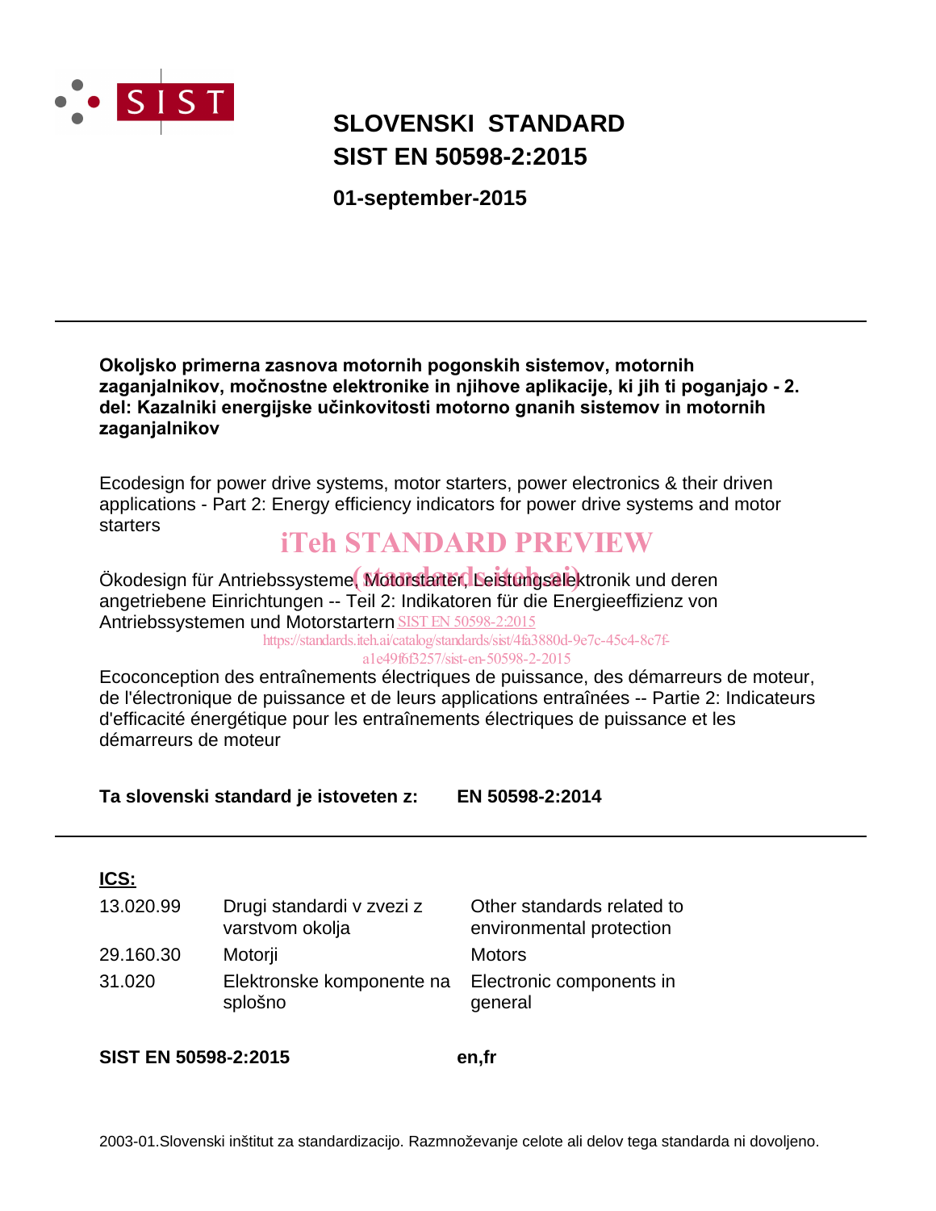# SLOVENSKI STANDARD
# SIST EN 50598-2:2015

**01-september-2015**

---

**Okoljsko primerna zasnova motornih pogonskih sistemov, motornih zaganjalnikov, močnostne elektronike in njihove aplikacije, ki jih ti poganjajo - 2. del: Kazalniki energijske učinkovitosti motorno gnanih sistemov in motornih zaganjalnikov**

Ecodesign for power drive systems, motor starters, power electronics & their driven applications - Part 2: Energy efficiency indicators for power drive systems and motor starters

iTeh STANDARD PREVIEW
(standards.iteh.ai)

Ökodesign für Antriebssysteme, Motorstarter, Leistungselektronik und deren angetriebene Einrichtungen -- Teil 2: Indikatoren für die Energieeffizienz von Antriebssystemen und Motorstartern

SIST EN 50598-2:2015
https://standards.iteh.ai/catalog/standards/sist/4fa3880d-9e7c-45c4-8c7f-a1e49f6f3257/sist-en-50598-2-2015

Ecoconception des entraînements électriques de puissance, des démarreurs de moteur, de l'électronique de puissance et de leurs applications entraînées -- Partie 2: Indicateurs d'efficacité énergétique pour les entraînements électriques de puissance et les démarreurs de moteur

**Ta slovenski standard je istoveten z:** **EN 50598-2:2014**

---

**ICS:**

| | | |
|---|---|---|
| 13.020.99 | Drugi standardi v zvezi z varstvom okolja | Other standards related to environmental protection |
| 29.160.30 | Motorji | Motors |
| 31.020 | Elektronske komponente na splošno | Electronic components in general |

**SIST EN 50598-2:2015** **en,fr**

2003-01.Slovenski inštitut za standardizacijo. Razmnoževanje celote ali delov tega standarda ni dovoljeno.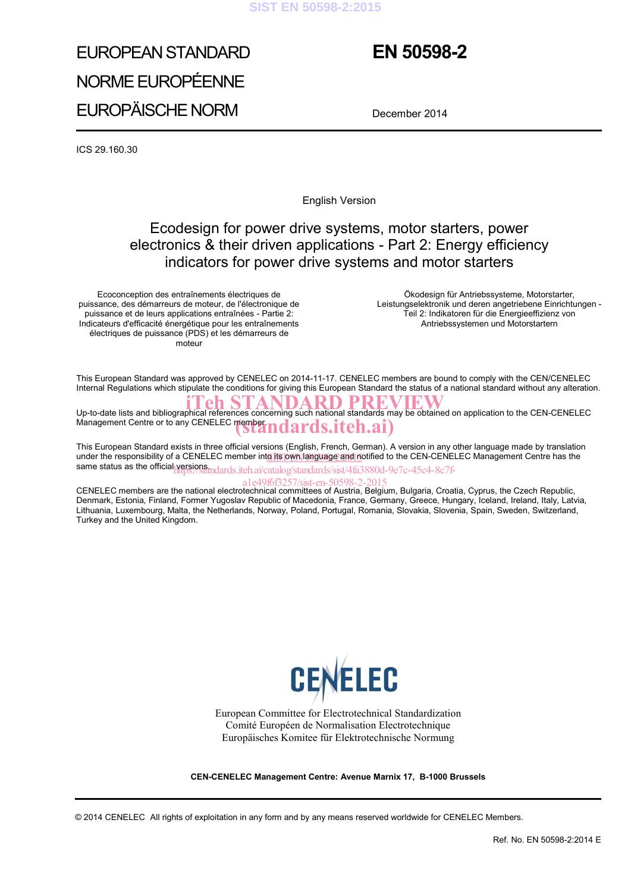# EUROPEAN STANDARD

# NORME EUROPÉENNE

# EUROPÄISCHE NORM

**EN 50598-2**

December 2014

ICS 29.160.30

English Version

## Ecodesign for power drive systems, motor starters, power electronics & their driven applications - Part 2: Energy efficiency indicators for power drive systems and motor starters

Ecoconception des entraînements électriques de puissance, des démarreurs de moteur, de l'électronique de puissance et de leurs applications entraînées - Partie 2: Indicateurs d'efficacité énergétique pour les entraînements électriques de puissance (PDS) et les démarreurs de moteur

Ökodesign für Antriebssysteme, Motorstarter, Leistungselektronik und deren angetriebene Einrichtungen - Teil 2: Indikatoren für die Energieeffizienz von Antriebssystemen und Motorstartern

This European Standard was approved by CENELEC on 2014-11-17. CENELEC members are bound to comply with the CEN/CENELEC Internal Regulations which stipulate the conditions for giving this European Standard the status of a national standard without any alteration.

Up-to-date lists and bibliographical references concerning such national standards may be obtained on application to the CEN-CENELEC Management Centre or to any CENELEC member.

This European Standard exists in three official versions (English, French, German). A version in any other language made by translation under the responsibility of a CENELEC member into its own language and notified to the CEN-CENELEC Management Centre has the same status as the official versions.

CENELEC members are the national electrotechnical committees of Austria, Belgium, Bulgaria, Croatia, Cyprus, the Czech Republic, Denmark, Estonia, Finland, Former Yugoslav Republic of Macedonia, France, Germany, Greece, Hungary, Iceland, Ireland, Italy, Latvia, Lithuania, Luxembourg, Malta, the Netherlands, Norway, Poland, Portugal, Romania, Slovakia, Slovenia, Spain, Sweden, Switzerland, Turkey and the United Kingdom.

CENELEC

European Committee for Electrotechnical Standardization
Comité Européen de Normalisation Electrotechnique
Europäisches Komitee für Elektrotechnische Normung

**CEN-CENELEC Management Centre: Avenue Marnix 17, B-1000 Brussels**

© 2014 CENELEC All rights of exploitation in any form and by any means reserved worldwide for CENELEC Members.

Ref. No. EN 50598-2:2014 E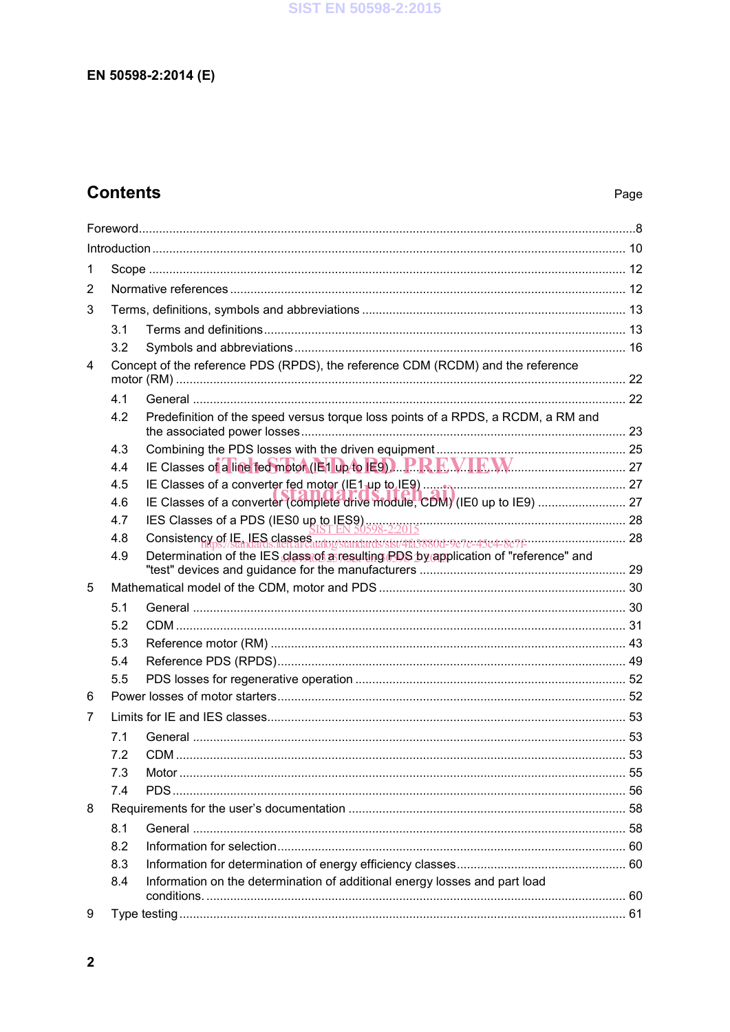EN 50598-2:2014 (E)

## Contents

Page

Foreword ... 8

Introduction ... 10

1 Scope ... 12

2 Normative references ... 12

3 Terms, definitions, symbols and abbreviations ... 13

3.1 Terms and definitions ... 13

3.2 Symbols and abbreviations ... 16

4 Concept of the reference PDS (RPDS), the reference CDM (RCDM) and the reference motor (RM) ... 22

4.1 General ... 22

4.2 Predefinition of the speed versus torque loss points of a RPDS, a RCDM, a RM and the associated power losses ... 23

4.3 Combining the PDS losses with the driven equipment ... 25

4.4 IE Classes of a line fed motor (IE1 up to IE9) ... 27

4.5 IE Classes of a converter fed motor (IE1 up to IE9) ... 27

4.6 IE Classes of a converter (complete drive module, CDM) (IE0 up to IE9) ... 27

4.7 IES Classes of a PDS (IES0 up to IES9) ... 28

4.8 Consistency of IE, IES classes ... 28

4.9 Determination of the IES class of a resulting PDS by application of "reference" and "test" devices and guidance for the manufacturers ... 29

5 Mathematical model of the CDM, motor and PDS ... 30

5.1 General ... 30

5.2 CDM ... 31

5.3 Reference motor (RM) ... 43

5.4 Reference PDS (RPDS) ... 49

5.5 PDS losses for regenerative operation ... 52

6 Power losses of motor starters ... 52

7 Limits for IE and IES classes ... 53

7.1 General ... 53

7.2 CDM ... 53

7.3 Motor ... 55

7.4 PDS ... 56

8 Requirements for the user's documentation ... 58

8.1 General ... 58

8.2 Information for selection ... 60

8.3 Information for determination of energy efficiency classes ... 60

8.4 Information on the determination of additional energy losses and part load conditions. ... 60

9 Type testing ... 61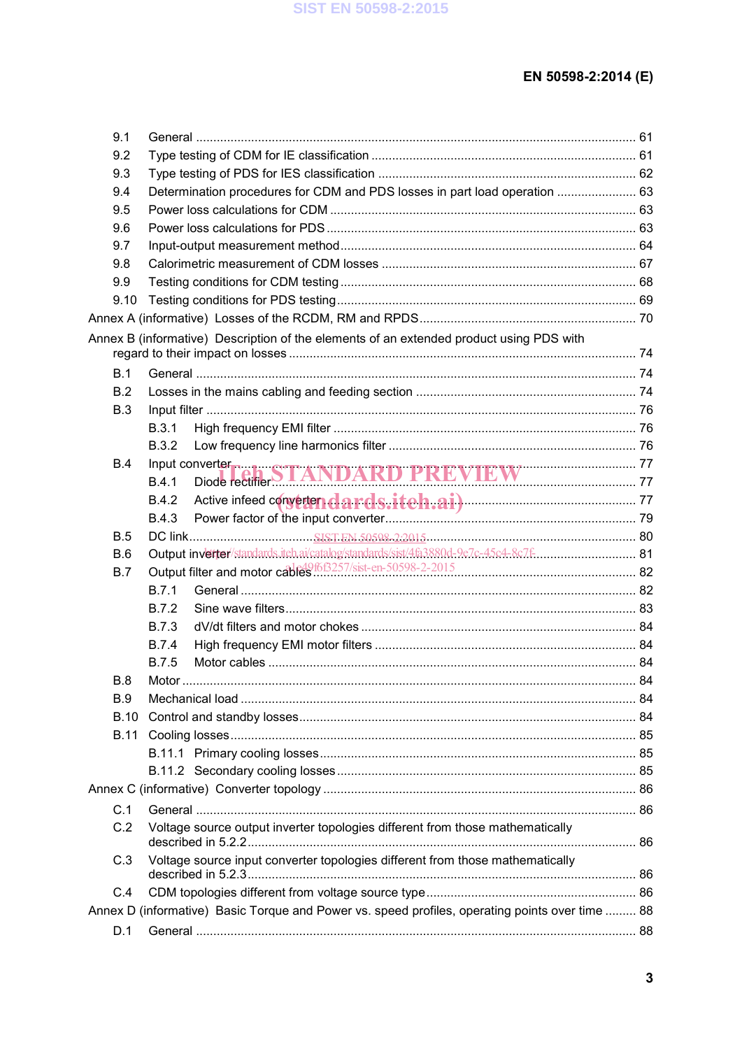9.1 General ............................................................................................................................... 61

9.2 Type testing of CDM for IE classification ............................................................................ 61

9.3 Type testing of PDS for IES classification .......................................................................... 62

9.4 Determination procedures for CDM and PDS losses in part load operation ....................... 63

9.5 Power loss calculation for CDM ........................................................................................ 63

9.6 Power loss calculation for PDS ......................................................................................... 63

9.7 Input-output measurement method..................................................................................... 64

9.8 Calorimetric measurement of CDM losses ......................................................................... 67

9.9 Testing conditions for CDM testing ..................................................................................... 68

9.10 Testing conditions for PDS testing ...................................................................................... 69

Annex A (informative) Losses of the RCDM, RM and RPDS............................................................... 70

Annex B (informative) Description of the elements of an extended product using PDS with regard to their impact on losses .................................................................................................... 74

B.1 General ............................................................................................................................... 74

B.2 Losses in the mains cabling and feeding section ................................................................ 74

B.3 Input filter ............................................................................................................................ 76

B.3.1 High frequency EMI filter ........................................................................................ 76

B.3.2 Low frequency line harmonics filter ........................................................................ 76

B.4 Input converter.................................................................................................................... 77

B.4.1 Diode rectifier.......................................................................................................... 77

B.4.2 Active infeed converter........................................................................................... 77

B.4.3 Power factor of the input converter......................................................................... 79

B.5 DC link.................................................................................................................................. 80

B.6 Output inverter ..................................................................................................................... 81

B.7 Output filter and motor cables ............................................................................................. 82

B.7.1 General .................................................................................................................. 82

B.7.2 Sine wave filters..................................................................................................... 83

B.7.3 dV/dt filters and motor chokes ................................................................................ 84

B.7.4 High frequency EMI motor filters ............................................................................ 84

B.7.5 Motor cables .......................................................................................................... 84

B.8 Motor .................................................................................................................................. 84

B.9 Mechanical load ................................................................................................................. 84

B.10 Control and standby losses................................................................................................. 84

B.11 Cooling losses..................................................................................................................... 85

B.11.1 Primary cooling losses........................................................................................... 85

B.11.2 Secondary cooling losses...................................................................................... 85

Annex C (informative) Converter topology ........................................................................................... 86

C.1 General ............................................................................................................................... 86

C.2 Voltage source output inverter topologies different from those mathematically described in 5.2.2.................................................................................................................. 86

C.3 Voltage source input converter topologies different from those mathematically described in 5.2.3.................................................................................................................. 86

C.4 CDM topologies different from voltage source type............................................................. 86

Annex D (informative) Basic Torque and Power vs. speed profiles, operating points over time ......... 88

D.1 General ............................................................................................................................... 88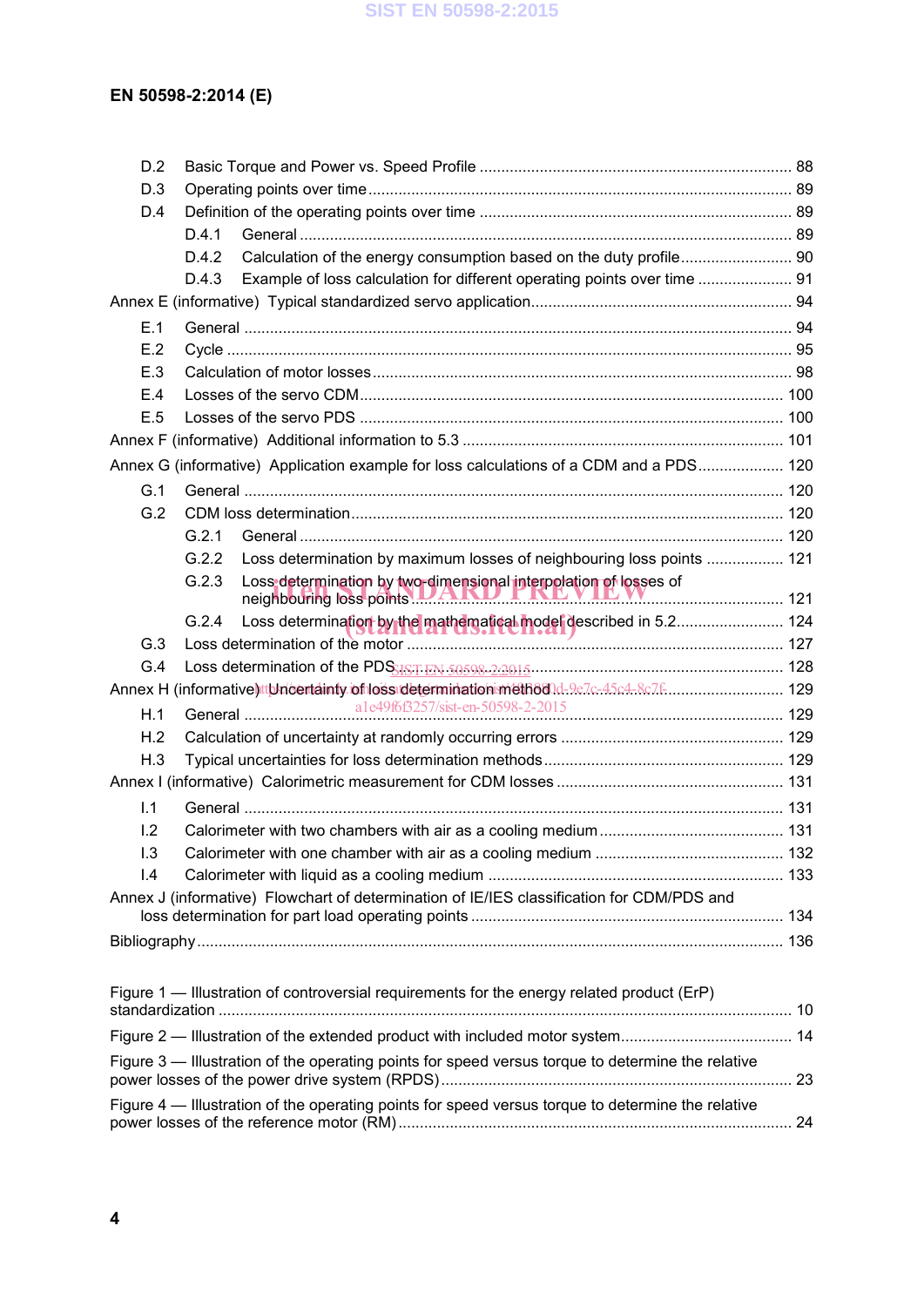D.2 Basic Torque and Power vs. Speed Profile ........................................................................ 88

D.3 Operating points over time .................................................................................................. 89

D.4 Definition of the operating points over time ........................................................................ 89

D.4.1 General .................................................................................................................. 89

D.4.2 Calculation of the energy consumption based on the duty profile .......................... 90

D.4.3 Example of loss calculation for different operating points over time ...................... 91

Annex E (informative) Typical standardized servo application ............................................................ 94

E.1 General .............................................................................................................................. 94

E.2 Cycle .................................................................................................................................. 95

E.3 Calculation of motor losses ................................................................................................. 98

E.4 Losses of the servo CDM .................................................................................................. 100

E.5 Losses of the servo PDS .................................................................................................. 100

Annex F (informative) Additional information to 5.3 .......................................................................... 101

Annex G (informative) Application example for loss calculations of a CDM and a PDS .................... 120

G.1 General ............................................................................................................................ 120

G.2 CDM loss determination .................................................................................................... 120

G.2.1 General ................................................................................................................ 120

G.2.2 Loss determination by maximum losses of neighbouring loss points .................. 121

G.2.3 Loss determination by two-dimensional interpolation of losses of neighbouring loss points ........................................................................................................ 121

G.2.4 Loss determination by the mathematical model described in 5.2 ......................... 124

G.3 Loss determination of the motor ....................................................................................... 127

G.4 Loss determination of the PDS .......................................................................................... 128

Annex H (informative) Uncertainty of loss determination method ...................................................... 129

H.1 General ............................................................................................................................ 129

H.2 Calculation of uncertainty at randomly occurring errors .................................................... 129

H.3 Typical uncertainties for loss determination methods ........................................................ 129

Annex I (informative) Calorimetric measurement for CDM losses ..................................................... 131

I.1 General ............................................................................................................................ 131

I.2 Calorimeter with two chambers with air as a cooling medium ........................................... 131

I.3 Calorimeter with one chamber with air as a cooling medium ............................................ 132

I.4 Calorimeter with liquid as a cooling medium .................................................................... 133

Annex J (informative) Flowchart of determination of IE/IES classification for CDM/PDS and loss determination for part load operating points ........................................................................ 134

Bibliography ....................................................................................................................................... 136

Figure 1 — Illustration of controversial requirements for the energy related product (ErP) standardization .................................................................................................................................... 10

Figure 2 — Illustration of the extended product with included motor system ........................................ 14

Figure 3 — Illustration of the operating points for speed versus torque to determine the relative power losses of the power drive system (RPDS) ................................................................................ 23

Figure 4 — Illustration of the operating points for speed versus torque to determine the relative power losses of the reference motor (RM) ........................................................................................... 24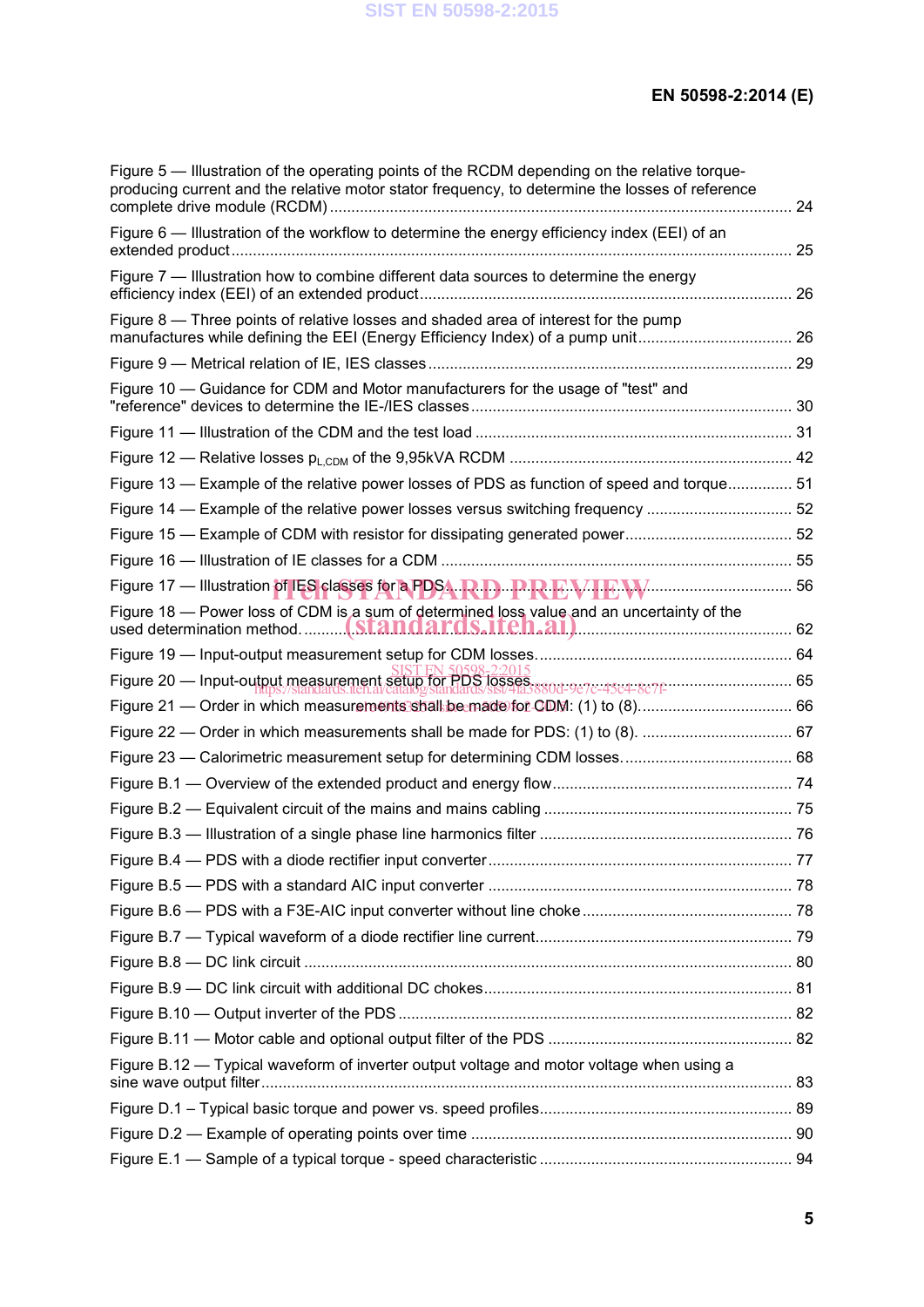Figure 5 — Illustration of the operating points of the RCDM depending on the relative torque-producing current and the relative motor stator frequency, to determine the losses of reference complete drive module (RCDM) ........ 24

Figure 6 — Illustration of the workflow to determine the energy efficiency index (EEI) of an extended product ........ 25

Figure 7 — Illustration how to combine different data sources to determine the energy efficiency index (EEI) of an extended product ........ 26

Figure 8 — Three points of relative losses and shaded area of interest for the pump manufactures while defining the EEI (Energy Efficiency Index) of a pump unit ........ 26

Figure 9 — Metrical relation of IE, IES classes ........ 29

Figure 10 — Guidance for CDM and Motor manufacturers for the usage of "test" and "reference" devices to determine the IE-/IES classes ........ 30

Figure 11 — Illustration of the CDM and the test load ........ 31

Figure 12 — Relative losses $p_{L,CDM}$ of the 9,95kVA RCDM ........ 42

Figure 13 — Example of the relative power losses of PDS as function of speed and torque ........ 51

Figure 14 — Example of the relative power losses versus switching frequency ........ 52

Figure 15 — Example of CDM with resistor for dissipating generated power ........ 52

Figure 16 — Illustration of IE classes for a CDM ........ 55

Figure 17 — Illustration of IES classes for a PDS ........ 56

Figure 18 — Power loss of CDM is a sum of determined loss value and an uncertainty of the used determination method ........ 62

Figure 19 — Input-output measurement setup for CDM losses ........ 64

Figure 20 — Input-output measurement setup for PDS losses ........ 65

Figure 21 — Order in which measurements shall be made for CDM: (1) to (8) ........ 66

Figure 22 — Order in which measurements shall be made for PDS: (1) to (8) ........ 67

Figure 23 — Calorimetric measurement setup for determining CDM losses ........ 68

Figure B.1 — Overview of the extended product and energy flow ........ 74

Figure B.2 — Equivalent circuit of the mains and mains cabling ........ 75

Figure B.3 — Illustration of a single phase line harmonics filter ........ 76

Figure B.4 — PDS with a diode rectifier input converter ........ 77

Figure B.5 — PDS with a standard AIC input converter ........ 78

Figure B.6 — PDS with a F3E-AIC input converter without line choke ........ 78

Figure B.7 — Typical waveform of a diode rectifier line current ........ 79

Figure B.8 — DC link circuit ........ 80

Figure B.9 — DC link circuit with additional DC chokes ........ 81

Figure B.10 — Output inverter of the PDS ........ 82

Figure B.11 — Motor cable and optional output filter of the PDS ........ 82

Figure B.12 — Typical waveform of inverter output voltage and motor voltage when using a sine wave output filter ........ 83

Figure D.1 – Typical basic torque and power vs. speed profiles ........ 89

Figure D.2 — Example of operating points over time ........ 90

Figure E.1 — Sample of a typical torque - speed characteristic ........ 94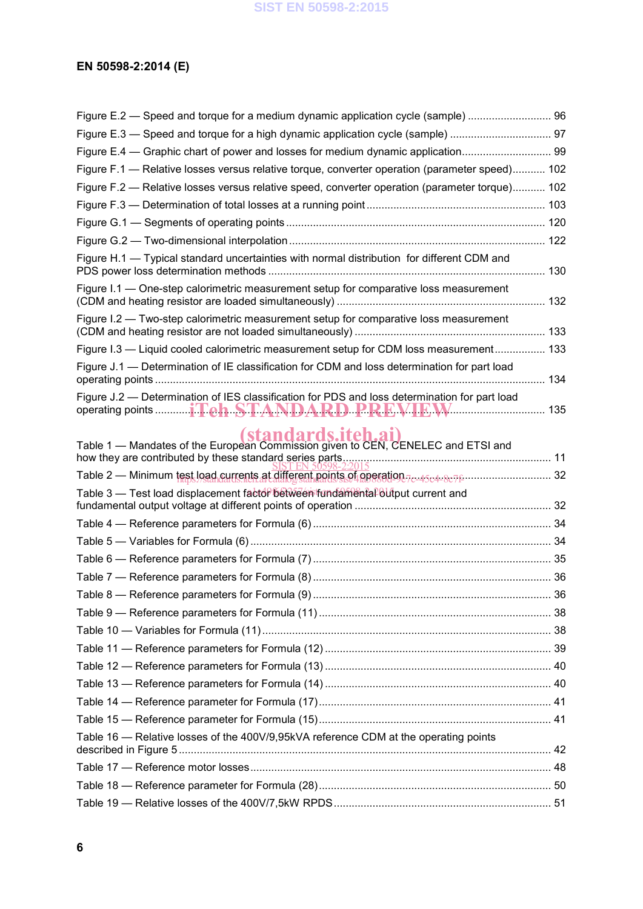Figure E.2 — Speed and torque for a medium dynamic application cycle (sample) ............................ 96

Figure E.3 — Speed and torque for a high dynamic application cycle (sample) .................................. 97

Figure E.4 — Graphic chart of power and losses for medium dynamic application............................. 99

Figure F.1 — Relative losses versus relative torque, converter operation (parameter speed)........... 102

Figure F.2 — Relative losses versus relative speed, converter operation (parameter torque)........... 102

Figure F.3 — Determination of total losses at a running point ............................................................ 103

Figure G.1 — Segments of operating points ....................................................................................... 120

Figure G.2 — Two-dimensional interpolation ...................................................................................... 122

Figure H.1 — Typical standard uncertainties with normal distribution for different CDM and PDS power loss determination methods ............................................................................................ 130

Figure I.1 — One-step calorimetric measurement setup for comparative loss measurement (CDM and heating resistor are loaded simultaneously) ...................................................................... 132

Figure I.2 — Two-step calorimetric measurement setup for comparative loss measurement (CDM and heating resistor are not loaded simultaneously) ............................................................... 133

Figure I.3 — Liquid cooled calorimetric measurement setup for CDM loss measurement................. 133

Figure J.1 — Determination of IE classification for CDM and loss determination for part load operating points .................................................................................................................................. 134

Figure J.2 — Determination of IES classification for PDS and loss determination for part load operating points .................................................................................................................................. 135

Table 1 — Mandates of the European Commission given to CEN, CENELEC and ETSI and how they are contributed by these standard series parts........................................................................ 11

Table 2 — Minimum test load currents at different points of operation................................................. 32

Table 3 — Test load displacement factor between fundamental output current and fundamental output voltage at different points of operation ........................................................................ 32

Table 4 — Reference parameters for Formula (6) ............................................................................... 34

Table 5 — Variables for Formula (6) .................................................................................................... 34

Table 6 — Reference parameters for Formula (7) ............................................................................... 35

Table 7 — Reference parameters for Formula (8) ............................................................................... 36

Table 8 — Reference parameters for Formula (9) ............................................................................... 36

Table 9 — Reference parameters for Formula (11) ............................................................................. 38

Table 10 — Variables for Formula (11) ................................................................................................ 38

Table 11 — Reference parameters for Formula (12) ........................................................................... 39

Table 12 — Reference parameters for Formula (13) ........................................................................... 40

Table 13 — Reference parameters for Formula (14) ........................................................................... 40

Table 14 — Reference parameter for Formula (17)............................................................................. 41

Table 15 — Reference parameter for Formula (15)............................................................................. 41

Table 16 — Relative losses of the 400V/9,95kVA reference CDM at the operating points described in Figure 5 ........................................................................................................................... 42

Table 17 — Reference motor losses .................................................................................................... 48

Table 18 — Reference parameter for Formula (28)............................................................................. 50

Table 19 — Relative losses of the 400V/7,5kW RPDS........................................................................ 51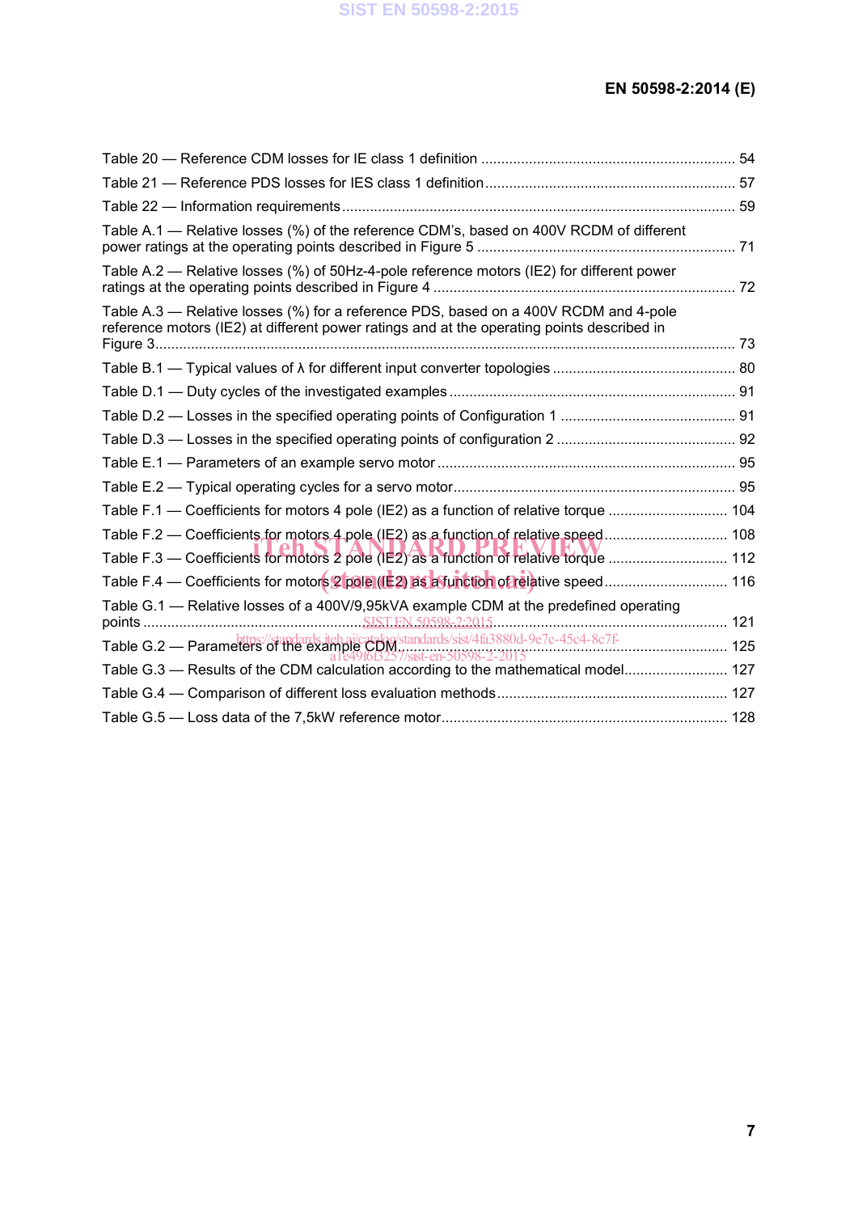Table 20 — Reference CDM losses for IE class 1 definition ................................................................................ 54

Table 21 — Reference PDS losses for IES class 1 definition ................................................................................ 57

Table 22 — Information requirements ................................................................................................................... 59

Table A.1 — Relative losses (%) of the reference CDM's, based on 400V RCDM of different power ratings at the operating points described in Figure 5 ................................................................................ 71

Table A.2 — Relative losses (%) of 50Hz-4-pole reference motors (IE2) for different power ratings at the operating points described in Figure 4 ................................................................................ 72

Table A.3 — Relative losses (%) for a reference PDS, based on a 400V RCDM and 4-pole reference motors (IE2) at different power ratings and at the operating points described in Figure 3 ................................................................................................................................ 73

Table B.1 — Typical values of λ for different input converter topologies ............................................. 80

Table D.1 — Duty cycles of the investigated examples ........................................................................ 91

Table D.2 — Losses in the specified operating points of Configuration 1 ............................................ 91

Table D.3 — Losses in the specified operating points of configuration 2 ............................................. 92

Table E.1 — Parameters of an example servo motor ........................................................................... 95

Table E.2 — Typical operating cycles for a servo motor ....................................................................... 95

Table F.1 — Coefficients for motors 4 pole (IE2) as a function of relative torque .............................. 104

Table F.2 — Coefficients for motors 4 pole (IE2) as a function of relative speed ............................... 108

Table F.3 — Coefficients for motors 2 pole (IE2) as a function of relative torque .............................. 112

Table F.4 — Coefficients for motors 2 pole (IE2) as a function of relative speed ............................... 116

Table G.1 — Relative losses of a 400V/9,95kVA example CDM at the predefined operating points ................................................................................................................................ 121

Table G.2 — Parameters of the example CDM ................................................................................... 125

Table G.3 — Results of the CDM calculation according to the mathematical model .......................... 127

Table G.4 — Comparison of different loss evaluation methods .......................................................... 127

Table G.5 — Loss data of the 7,5kW reference motor ........................................................................ 128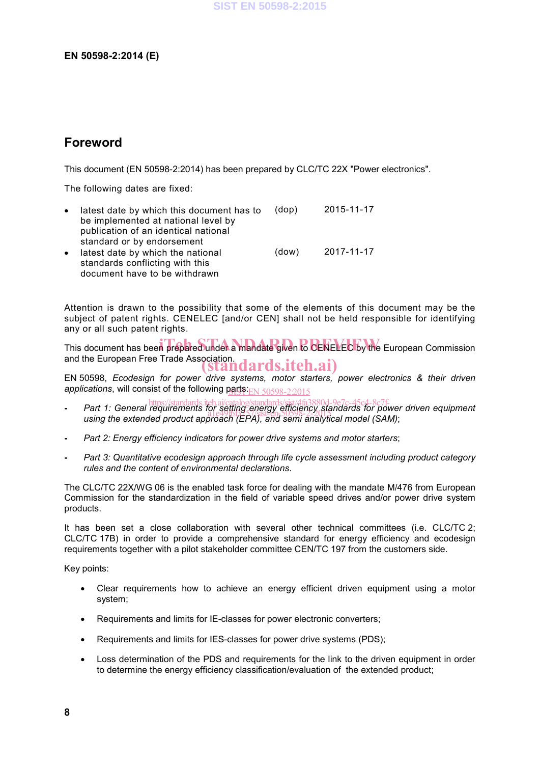# Foreword

This document (EN 50598-2:2014) has been prepared by CLC/TC 22X "Power electronics".

The following dates are fixed:

- latest date by which this document has to be implemented at national level by publication of an identical national standard or by endorsement (dop) 2015-11-17
- latest date by which the national standards conflicting with this document have to be withdrawn (dow) 2017-11-17

Attention is drawn to the possibility that some of the elements of this document may be the subject of patent rights. CENELEC [and/or CEN] shall not be held responsible for identifying any or all such patent rights.

This document has been prepared under a mandate given to CENELEC by the European Commission and the European Free Trade Association.

EN 50598, *Ecodesign for power drive systems, motor starters, power electronics & their driven applications*, will consist of the following parts:

- *Part 1: General requirements for setting energy efficiency standards for power driven equipment using the extended product approach (EPA), and semi analytical model (SAM)*;
- *Part 2: Energy efficiency indicators for power drive systems and motor starters*;
- *Part 3: Quantitative ecodesign approach through life cycle assessment including product category rules and the content of environmental declarations*.

The CLC/TC 22X/WG 06 is the enabled task force for dealing with the mandate M/476 from European Commission for the standardization in the field of variable speed drives and/or power drive system products.

It has been set a close collaboration with several other technical committees (i.e. CLC/TC 2; CLC/TC 17B) in order to provide a comprehensive standard for energy efficiency and ecodesign requirements together with a pilot stakeholder committee CEN/TC 197 from the customers side.

Key points:

- Clear requirements how to achieve an energy efficient driven equipment using a motor system;
- Requirements and limits for IE-classes for power electronic converters;
- Requirements and limits for IES-classes for power drive systems (PDS);
- Loss determination of the PDS and requirements for the link to the driven equipment in order to determine the energy efficiency classification/evaluation of the extended product;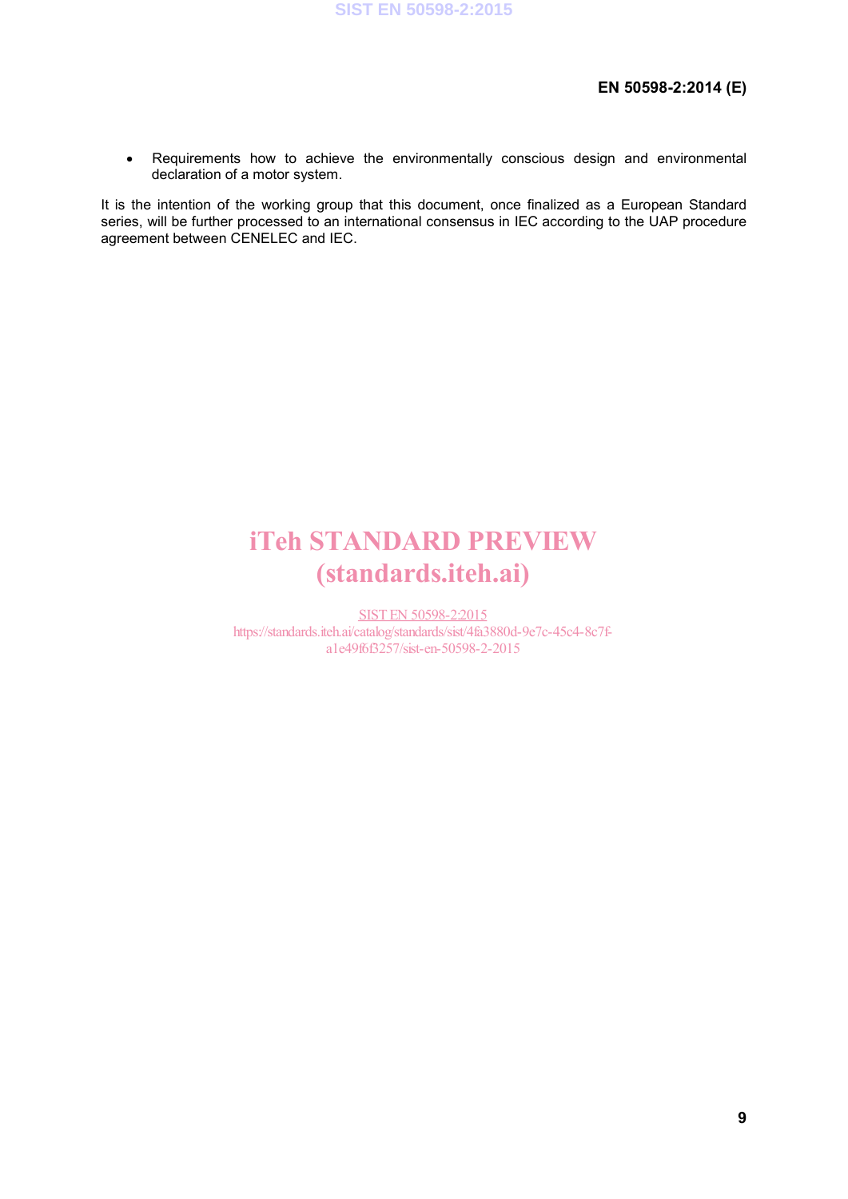- Requirements how to achieve the environmentally conscious design and environmental declaration of a motor system.

It is the intention of the working group that this document, once finalized as a European Standard series, will be further processed to an international consensus in IEC according to the UAP procedure agreement between CENELEC and IEC.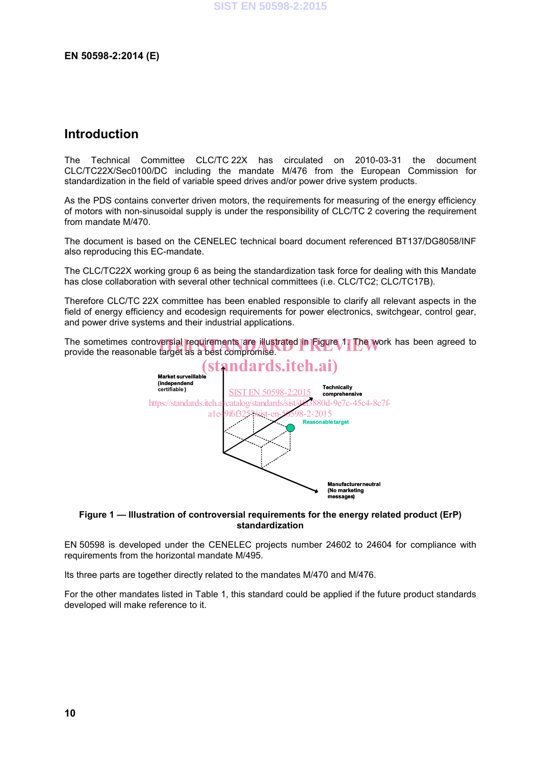## Introduction

The Technical Committee CLC/TC 22X has circulated on 2010-03-31 the document CLC/TC22X/Sec0100/DC including the mandate M/476 from the European Commission for standardization in the field of variable speed drives and/or power drive system products.

As the PDS contains converter driven motors, the requirements for measuring of the energy efficiency of motors with non-sinusoidal supply is under the responsibility of CLC/TC 2 covering the requirement from mandate M/470.

The document is based on the CENELEC technical board document referenced BT137/DG8058/INF also reproducing this EC-mandate.

The CLC/TC22X working group 6 as being the standardization task force for dealing with this Mandate has close collaboration with several other technical committees (i.e. CLC/TC2; CLC/TC17B).

Therefore CLC/TC 22X committee has been enabled responsible to clarify all relevant aspects in the field of energy efficiency and ecodesign requirements for power electronics, switchgear, control gear, and power drive systems and their industrial applications.

The sometimes controversial requirements are illustrated in Figure 1. The work has been agreed to provide the reasonable target as a best compromise.

Market surveillable (independend certifiable)

Technically comprehensive

Reasonable target

Manufacturer neutral (No marketing messages)

**Figure 1 — Illustration of controversial requirements for the energy related product (ErP) standardization**

EN 50598 is developed under the CENELEC projects number 24602 to 24604 for compliance with requirements from the horizontal mandate M/495.

Its three parts are together directly related to the mandates M/470 and M/476.

For the other mandates listed in Table 1, this standard could be applied if the future product standards developed will make reference to it.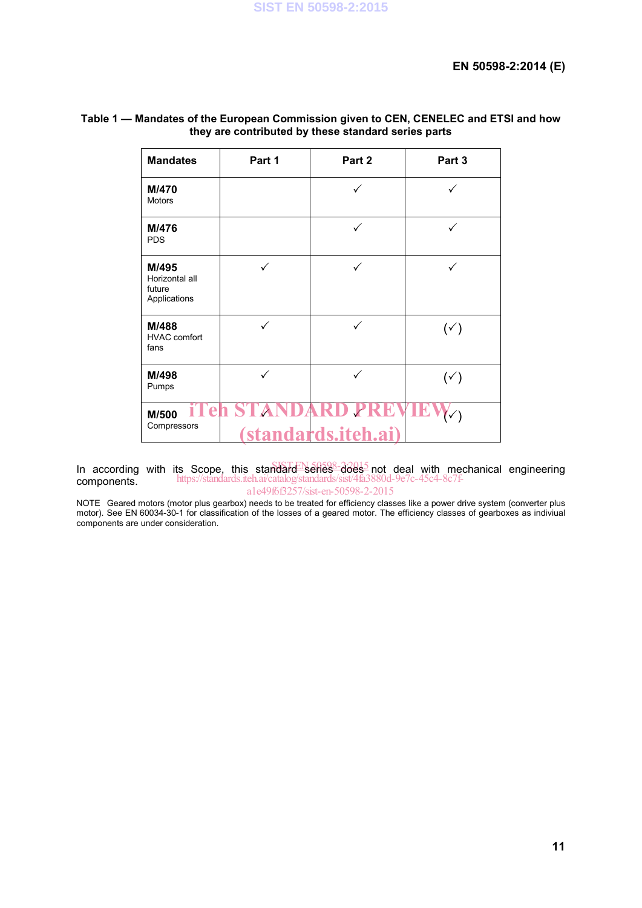**Table 1 — Mandates of the European Commission given to CEN, CENELEC and ETSI and how they are contributed by these standard series parts**

| Mandates | Part 1 | Part 2 | Part 3 |
|---|---|---|---|
| **M/470** Motors | | ✓ | ✓ |
| **M/476** PDS | | ✓ | ✓ |
| **M/495** Horizontal all future Applications | ✓ | ✓ | ✓ |
| **M/488** HVAC comfort fans | ✓ | ✓ | (✓) |
| **M/498** Pumps | ✓ | ✓ | (✓) |
| **M/500** Compressors | ✓ | ✓ | (✓) |

In according with its Scope, this standard series does not deal with mechanical engineering components.

NOTE Geared motors (motor plus gearbox) needs to be treated for efficiency classes like a power drive system (converter plus motor). See EN 60034-30-1 for classification of the losses of a geared motor. The efficiency classes of gearboxes as indiviual components are under consideration.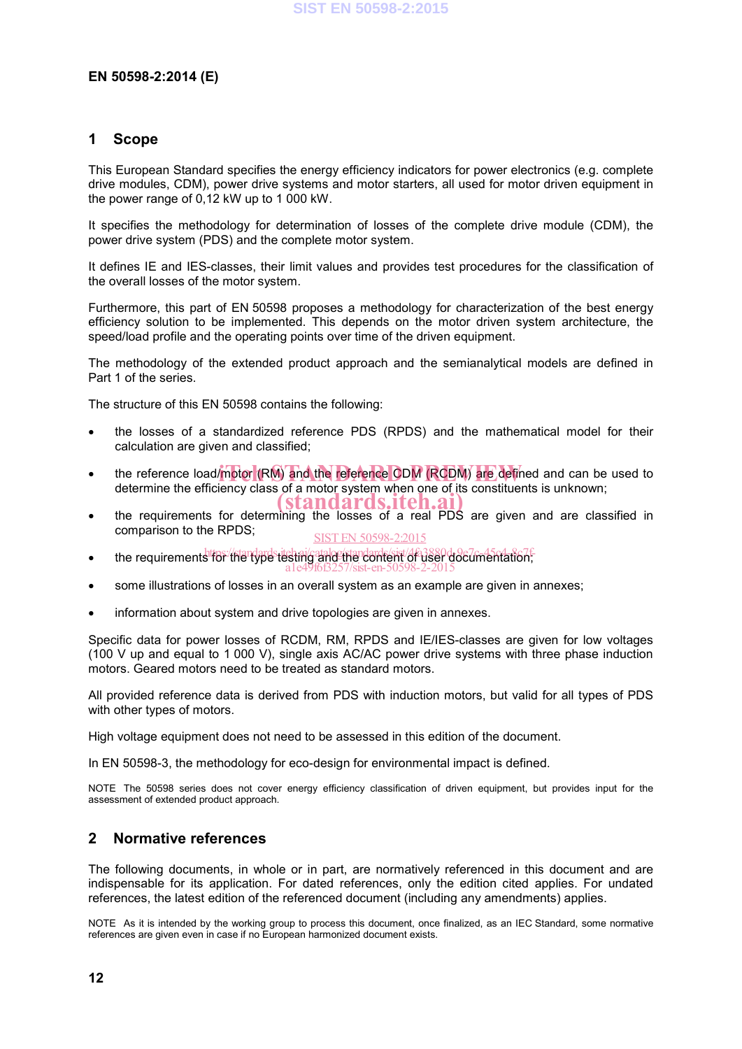## 1 Scope

This European Standard specifies the energy efficiency indicators for power electronics (e.g. complete drive modules, CDM), power drive systems and motor starters, all used for motor driven equipment in the power range of 0,12 kW up to 1 000 kW.

It specifies the methodology for determination of losses of the complete drive module (CDM), the power drive system (PDS) and the complete motor system.

It defines IE and IES-classes, their limit values and provides test procedures for the classification of the overall losses of the motor system.

Furthermore, this part of EN 50598 proposes a methodology for characterization of the best energy efficiency solution to be implemented. This depends on the motor driven system architecture, the speed/load profile and the operating points over time of the driven equipment.

The methodology of the extended product approach and the semianalytical models are defined in Part 1 of the series.

The structure of this EN 50598 contains the following:

- the losses of a standardized reference PDS (RPDS) and the mathematical model for their calculation are given and classified;
- the reference load/motor (RM) and the reference CDM (RCDM) are defined and can be used to determine the efficiency class of a motor system when one of its constituents is unknown;
- the requirements for determining the losses of a real PDS are given and are classified in comparison to the RPDS;
- the requirements for the type testing and the content of user documentation;
- some illustrations of losses in an overall system as an example are given in annexes;
- information about system and drive topologies are given in annexes.

Specific data for power losses of RCDM, RM, RPDS and IE/IES-classes are given for low voltages (100 V up and equal to 1 000 V), single axis AC/AC power drive systems with three phase induction motors. Geared motors need to be treated as standard motors.

All provided reference data is derived from PDS with induction motors, but valid for all types of PDS with other types of motors.

High voltage equipment does not need to be assessed in this edition of the document.

In EN 50598-3, the methodology for eco-design for environmental impact is defined.

NOTE The 50598 series does not cover energy efficiency classification of driven equipment, but provides input for the assessment of extended product approach.

## 2 Normative references

The following documents, in whole or in part, are normatively referenced in this document and are indispensable for its application. For dated references, only the edition cited applies. For undated references, the latest edition of the referenced document (including any amendments) applies.

NOTE As it is intended by the working group to process this document, once finalized, as an IEC Standard, some normative references are given even in case if no European harmonized document exists.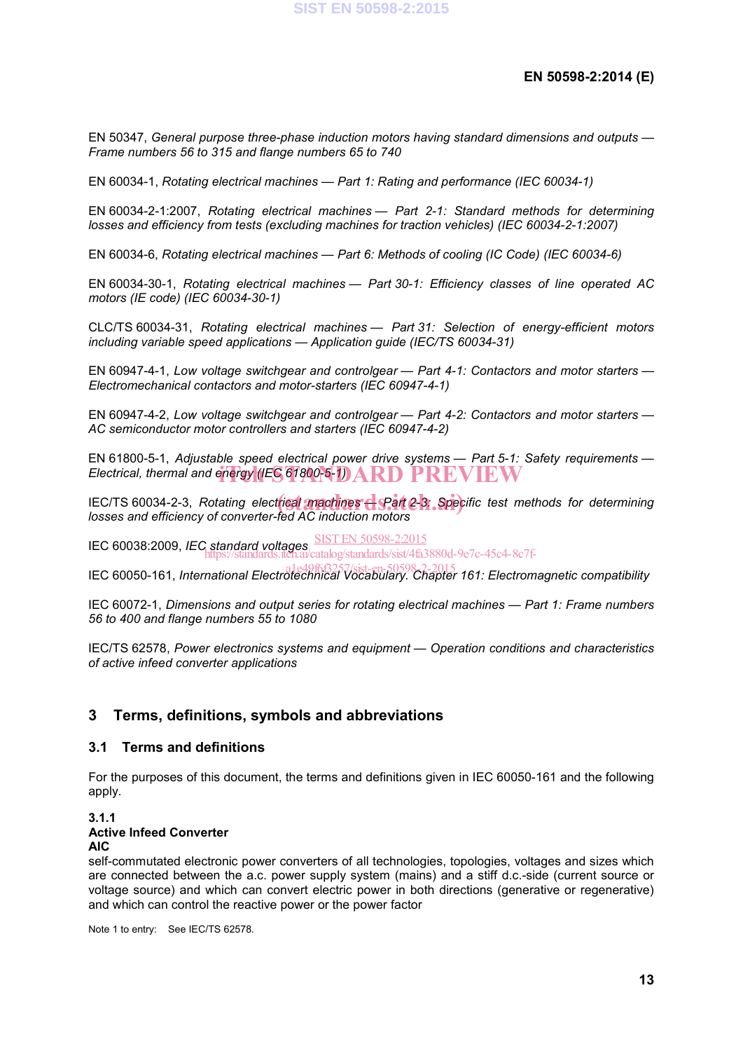EN 50347, *General purpose three-phase induction motors having standard dimensions and outputs — Frame numbers 56 to 315 and flange numbers 65 to 740*

EN 60034-1, *Rotating electrical machines — Part 1: Rating and performance (IEC 60034-1)*

EN 60034-2-1:2007, *Rotating electrical machines — Part 2-1: Standard methods for determining losses and efficiency from tests (excluding machines for traction vehicles) (IEC 60034-2-1:2007)*

EN 60034-6, *Rotating electrical machines — Part 6: Methods of cooling (IC Code) (IEC 60034-6)*

EN 60034-30-1, *Rotating electrical machines — Part 30-1: Efficiency classes of line operated AC motors (IE code) (IEC 60034-30-1)*

CLC/TS 60034-31, *Rotating electrical machines — Part 31: Selection of energy-efficient motors including variable speed applications — Application guide (IEC/TS 60034-31)*

EN 60947-4-1, *Low voltage switchgear and controlgear — Part 4-1: Contactors and motor starters — Electromechanical contactors and motor-starters (IEC 60947-4-1)*

EN 60947-4-2, *Low voltage switchgear and controlgear — Part 4-2: Contactors and motor starters — AC semiconductor motor controllers and starters (IEC 60947-4-2)*

EN 61800-5-1, *Adjustable speed electrical power drive systems — Part 5-1: Safety requirements — Electrical, thermal and energy (IEC 61800-5-1)*

IEC/TS 60034-2-3, *Rotating electrical machines — Part 2-3: Specific test methods for determining losses and efficiency of converter-fed AC induction motors*

IEC 60038:2009, *IEC standard voltages*

IEC 60050-161, *International Electrotechnical Vocabulary. Chapter 161: Electromagnetic compatibility*

IEC 60072-1, *Dimensions and output series for rotating electrical machines — Part 1: Frame numbers 56 to 400 and flange numbers 55 to 1080*

IEC/TS 62578, *Power electronics systems and equipment — Operation conditions and characteristics of active infeed converter applications*

## 3 Terms, definitions, symbols and abbreviations

### 3.1 Terms and definitions

For the purposes of this document, the terms and definitions given in IEC 60050-161 and the following apply.

**3.1.1**
**Active Infeed Converter**
**AIC**
self-commutated electronic power converters of all technologies, topologies, voltages and sizes which are connected between the a.c. power supply system (mains) and a stiff d.c.-side (current source or voltage source) and which can convert electric power in both directions (generative or regenerative) and which can control the reactive power or the power factor

Note 1 to entry: See IEC/TS 62578.